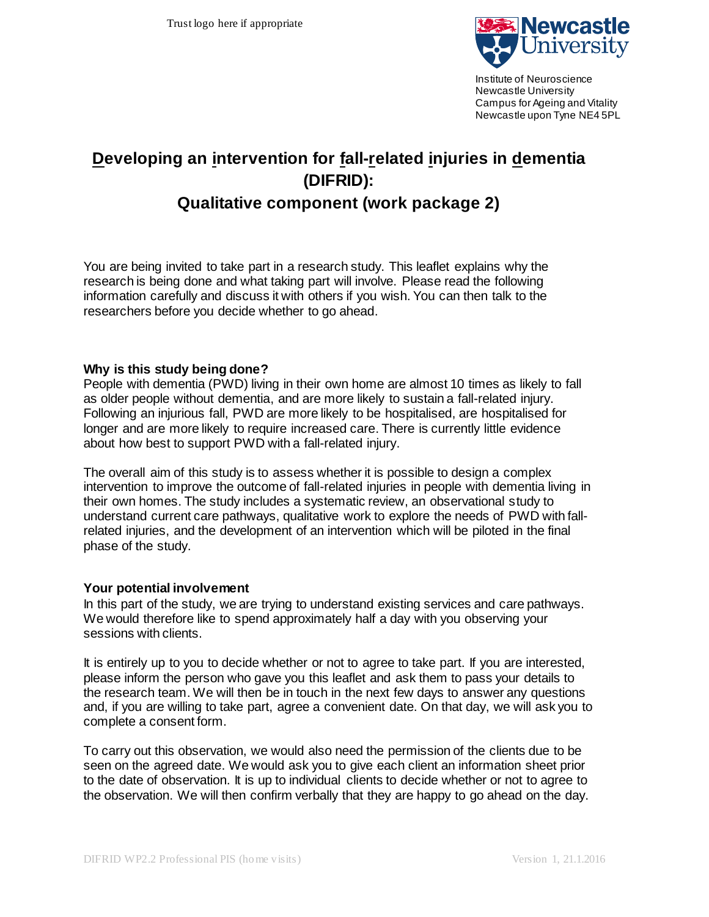Trust logo here if appropriate

Institute of Neuroscience
Newcastle University
Campus for Ageing and Vitality
Newcastle upon Tyne NE4 5PL

# Developing an intervention for fall-related injuries in dementia (DIFRID): Qualitative component (work package 2)

You are being invited to take part in a research study. This leaflet explains why the research is being done and what taking part will involve. Please read the following information carefully and discuss it with others if you wish. You can then talk to the researchers before you decide whether to go ahead.

**Why is this study being done?**

People with dementia (PWD) living in their own home are almost 10 times as likely to fall as older people without dementia, and are more likely to sustain a fall-related injury. Following an injurious fall, PWD are more likely to be hospitalised, are hospitalised for longer and are more likely to require increased care. There is currently little evidence about how best to support PWD with a fall-related injury.

The overall aim of this study is to assess whether it is possible to design a complex intervention to improve the outcome of fall-related injuries in people with dementia living in their own homes. The study includes a systematic review, an observational study to understand current care pathways, qualitative work to explore the needs of PWD with fall-related injuries, and the development of an intervention which will be piloted in the final phase of the study.

**Your potential involvement**

In this part of the study, we are trying to understand existing services and care pathways. We would therefore like to spend approximately half a day with you observing your sessions with clients.

It is entirely up to you to decide whether or not to agree to take part. If you are interested, please inform the person who gave you this leaflet and ask them to pass your details to the research team. We will then be in touch in the next few days to answer any questions and, if you are willing to take part, agree a convenient date. On that day, we will ask you to complete a consent form.

To carry out this observation, we would also need the permission of the clients due to be seen on the agreed date. We would ask you to give each client an information sheet prior to the date of observation. It is up to individual clients to decide whether or not to agree to the observation. We will then confirm verbally that they are happy to go ahead on the day.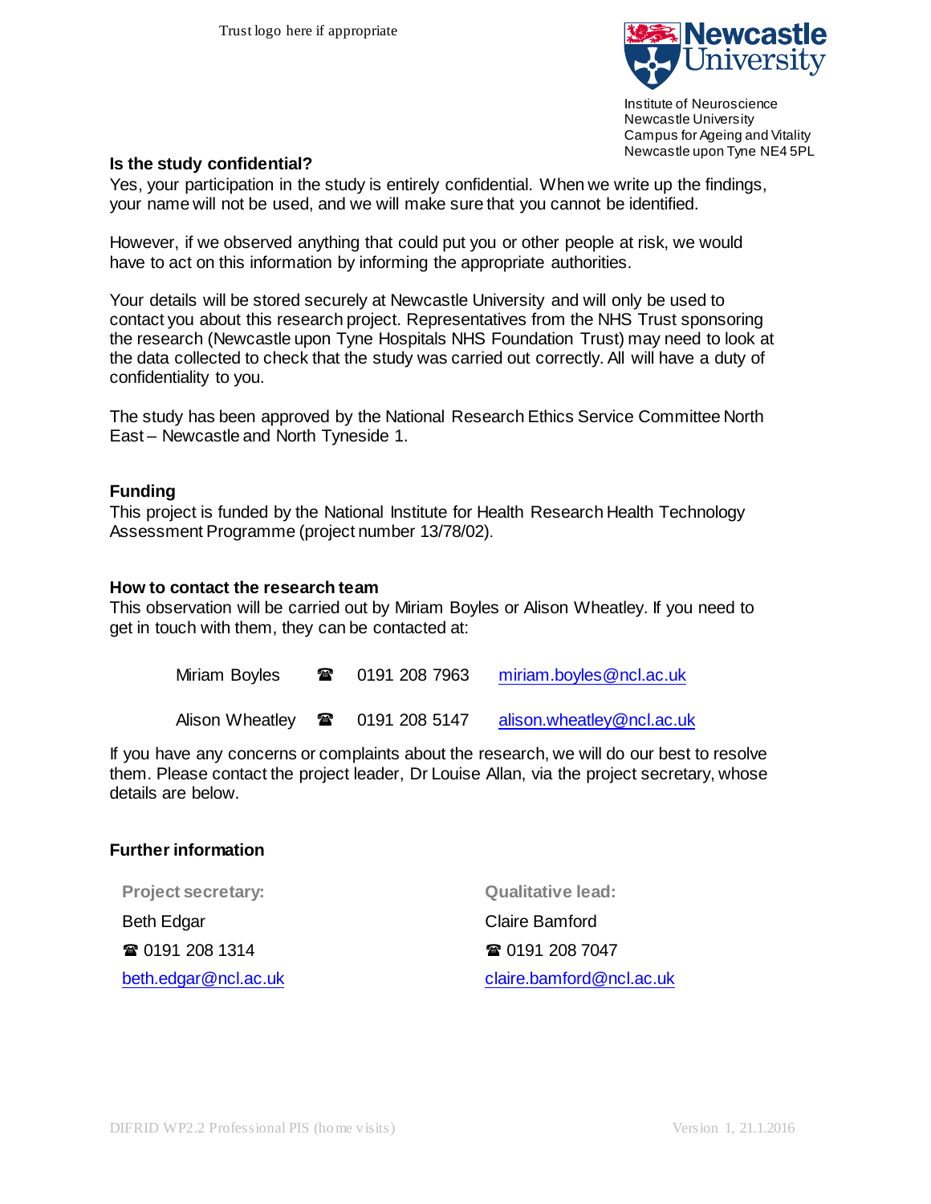Trust logo here if appropriate

Institute of Neuroscience
Newcastle University
Campus for Ageing and Vitality
Newcastle upon Tyne NE4 5PL

**Is the study confidential?**

Yes, your participation in the study is entirely confidential. When we write up the findings, your name will not be used, and we will make sure that you cannot be identified.

However, if we observed anything that could put you or other people at risk, we would have to act on this information by informing the appropriate authorities.

Your details will be stored securely at Newcastle University and will only be used to contact you about this research project. Representatives from the NHS Trust sponsoring the research (Newcastle upon Tyne Hospitals NHS Foundation Trust) may need to look at the data collected to check that the study was carried out correctly. All will have a duty of confidentiality to you.

The study has been approved by the National Research Ethics Service Committee North East – Newcastle and North Tyneside 1.

**Funding**

This project is funded by the National Institute for Health Research Health Technology Assessment Programme (project number 13/78/02).

**How to contact the research team**

This observation will be carried out by Miriam Boyles or Alison Wheatley. If you need to get in touch with them, they can be contacted at:

| | | |
|---|---|---|
| Miriam Boyles | ☎ 0191 208 7963 | miriam.boyles@ncl.ac.uk |
| Alison Wheatley | ☎ 0191 208 5147 | alison.wheatley@ncl.ac.uk |

If you have any concerns or complaints about the research, we will do our best to resolve them. Please contact the project leader, Dr Louise Allan, via the project secretary, whose details are below.

**Further information**

**Project secretary:**
Beth Edgar
☎ 0191 208 1314
beth.edgar@ncl.ac.uk

**Qualitative lead:**
Claire Bamford
☎ 0191 208 7047
claire.bamford@ncl.ac.uk